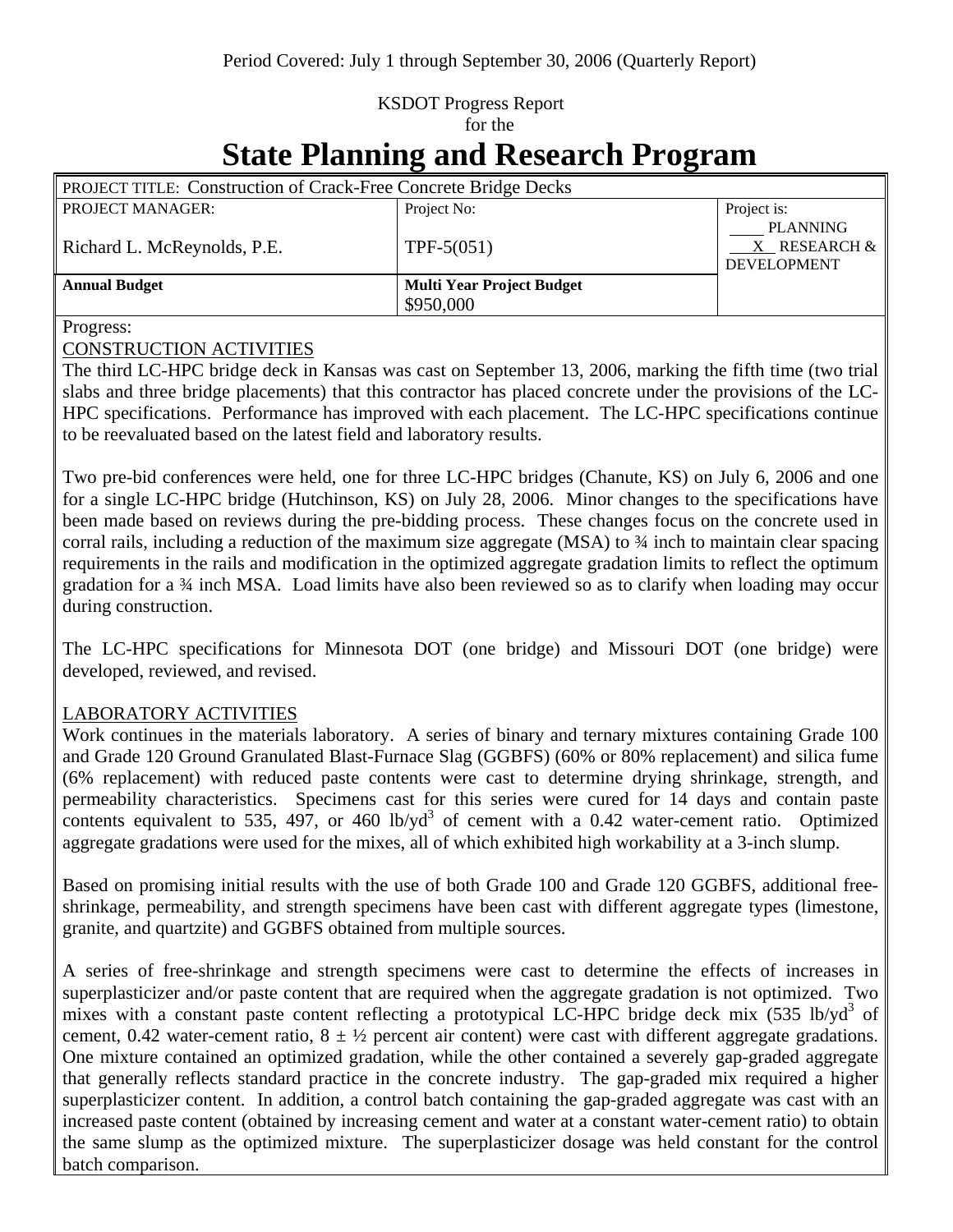Period Covered: July 1 through September 30, 2006 (Quarterly Report)

KSDOT Progress Report
for the

# State Planning and Research Program

| PROJECT TITLE: Construction of Crack-Free Concrete Bridge Decks | | |
|---|---|---|
| PROJECT MANAGER:<br><br>Richard L. McReynolds, P.E. | Project No:<br><br>TPF-5(051) | Project is:<br>____ PLANNING<br>__X__ RESEARCH & DEVELOPMENT |
| **Annual Budget** | **Multi Year Project Budget**<br>$950,000 | |

Progress:

CONSTRUCTION ACTIVITIES

The third LC-HPC bridge deck in Kansas was cast on September 13, 2006, marking the fifth time (two trial slabs and three bridge placements) that this contractor has placed concrete under the provisions of the LC-HPC specifications. Performance has improved with each placement. The LC-HPC specifications continue to be reevaluated based on the latest field and laboratory results.

Two pre-bid conferences were held, one for three LC-HPC bridges (Chanute, KS) on July 6, 2006 and one for a single LC-HPC bridge (Hutchinson, KS) on July 28, 2006. Minor changes to the specifications have been made based on reviews during the pre-bidding process. These changes focus on the concrete used in corral rails, including a reduction of the maximum size aggregate (MSA) to ¾ inch to maintain clear spacing requirements in the rails and modification in the optimized aggregate gradation limits to reflect the optimum gradation for a ¾ inch MSA. Load limits have also been reviewed so as to clarify when loading may occur during construction.

The LC-HPC specifications for Minnesota DOT (one bridge) and Missouri DOT (one bridge) were developed, reviewed, and revised.

LABORATORY ACTIVITIES

Work continues in the materials laboratory. A series of binary and ternary mixtures containing Grade 100 and Grade 120 Ground Granulated Blast-Furnace Slag (GGBFS) (60% or 80% replacement) and silica fume (6% replacement) with reduced paste contents were cast to determine drying shrinkage, strength, and permeability characteristics. Specimens cast for this series were cured for 14 days and contain paste contents equivalent to 535, 497, or 460 lb/yd$^3$ of cement with a 0.42 water-cement ratio. Optimized aggregate gradations were used for the mixes, all of which exhibited high workability at a 3-inch slump.

Based on promising initial results with the use of both Grade 100 and Grade 120 GGBFS, additional free-shrinkage, permeability, and strength specimens have been cast with different aggregate types (limestone, granite, and quartzite) and GGBFS obtained from multiple sources.

A series of free-shrinkage and strength specimens were cast to determine the effects of increases in superplasticizer and/or paste content that are required when the aggregate gradation is not optimized. Two mixes with a constant paste content reflecting a prototypical LC-HPC bridge deck mix (535 lb/yd$^3$ of cement, 0.42 water-cement ratio, $8 \pm ½$ percent air content) were cast with different aggregate gradations. One mixture contained an optimized gradation, while the other contained a severely gap-graded aggregate that generally reflects standard practice in the concrete industry. The gap-graded mix required a higher superplasticizer content. In addition, a control batch containing the gap-graded aggregate was cast with an increased paste content (obtained by increasing cement and water at a constant water-cement ratio) to obtain the same slump as the optimized mixture. The superplasticizer dosage was held constant for the control batch comparison.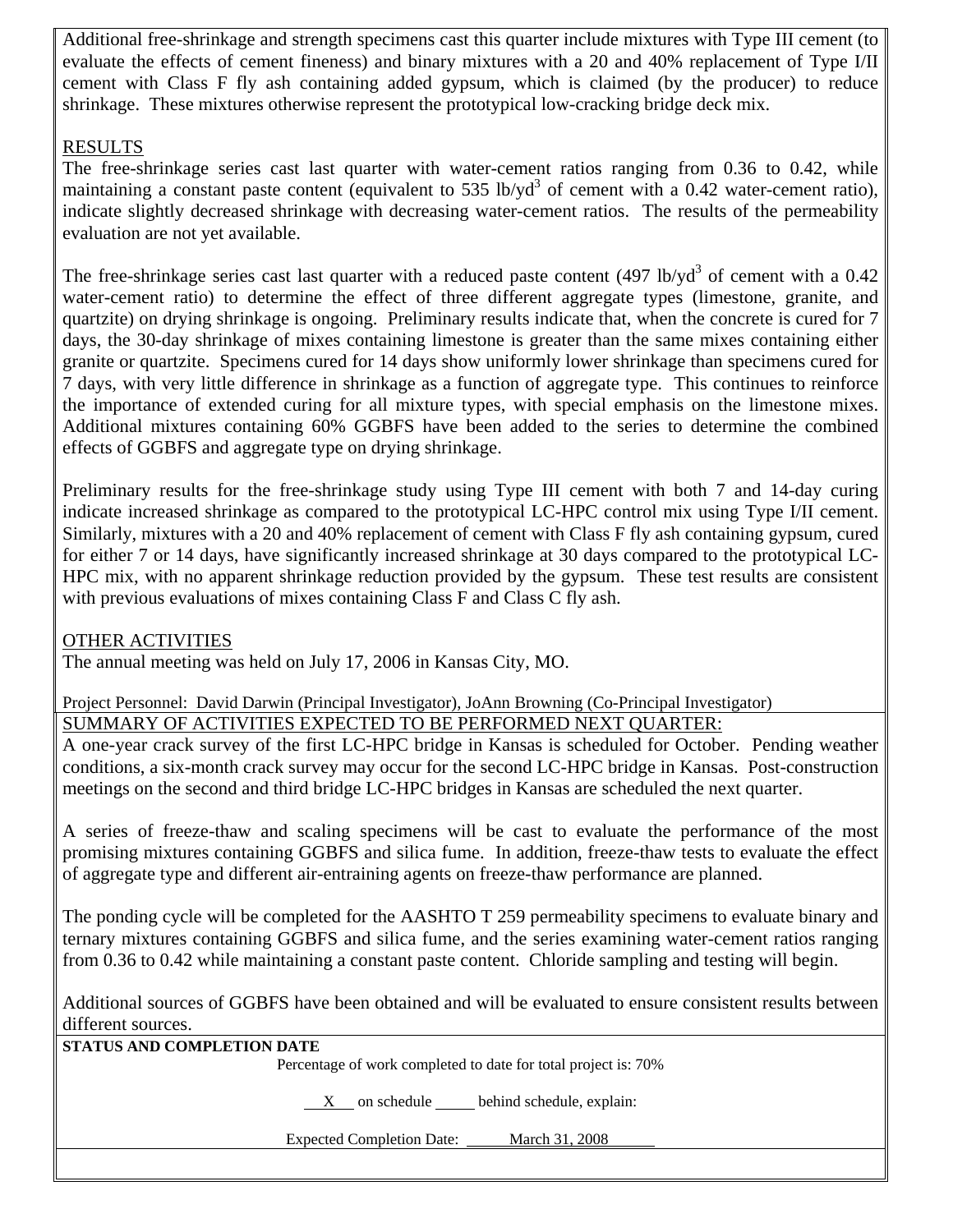Additional free-shrinkage and strength specimens cast this quarter include mixtures with Type III cement (to evaluate the effects of cement fineness) and binary mixtures with a 20 and 40% replacement of Type I/II cement with Class F fly ash containing added gypsum, which is claimed (by the producer) to reduce shrinkage. These mixtures otherwise represent the prototypical low-cracking bridge deck mix.

RESULTS

The free-shrinkage series cast last quarter with water-cement ratios ranging from 0.36 to 0.42, while maintaining a constant paste content (equivalent to 535 lb/yd$^3$ of cement with a 0.42 water-cement ratio), indicate slightly decreased shrinkage with decreasing water-cement ratios. The results of the permeability evaluation are not yet available.

The free-shrinkage series cast last quarter with a reduced paste content (497 lb/yd$^3$ of cement with a 0.42 water-cement ratio) to determine the effect of three different aggregate types (limestone, granite, and quartzite) on drying shrinkage is ongoing. Preliminary results indicate that, when the concrete is cured for 7 days, the 30-day shrinkage of mixes containing limestone is greater than the same mixes containing either granite or quartzite. Specimens cured for 14 days show uniformly lower shrinkage than specimens cured for 7 days, with very little difference in shrinkage as a function of aggregate type. This continues to reinforce the importance of extended curing for all mixture types, with special emphasis on the limestone mixes. Additional mixtures containing 60% GGBFS have been added to the series to determine the combined effects of GGBFS and aggregate type on drying shrinkage.

Preliminary results for the free-shrinkage study using Type III cement with both 7 and 14-day curing indicate increased shrinkage as compared to the prototypical LC-HPC control mix using Type I/II cement. Similarly, mixtures with a 20 and 40% replacement of cement with Class F fly ash containing gypsum, cured for either 7 or 14 days, have significantly increased shrinkage at 30 days compared to the prototypical LC-HPC mix, with no apparent shrinkage reduction provided by the gypsum. These test results are consistent with previous evaluations of mixes containing Class F and Class C fly ash.

OTHER ACTIVITIES

The annual meeting was held on July 17, 2006 in Kansas City, MO.

Project Personnel: David Darwin (Principal Investigator), JoAnn Browning (Co-Principal Investigator)

SUMMARY OF ACTIVITIES EXPECTED TO BE PERFORMED NEXT QUARTER:

A one-year crack survey of the first LC-HPC bridge in Kansas is scheduled for October. Pending weather conditions, a six-month crack survey may occur for the second LC-HPC bridge in Kansas. Post-construction meetings on the second and third bridge LC-HPC bridges in Kansas are scheduled the next quarter.

A series of freeze-thaw and scaling specimens will be cast to evaluate the performance of the most promising mixtures containing GGBFS and silica fume. In addition, freeze-thaw tests to evaluate the effect of aggregate type and different air-entraining agents on freeze-thaw performance are planned.

The ponding cycle will be completed for the AASHTO T 259 permeability specimens to evaluate binary and ternary mixtures containing GGBFS and silica fume, and the series examining water-cement ratios ranging from 0.36 to 0.42 while maintaining a constant paste content. Chloride sampling and testing will begin.

Additional sources of GGBFS have been obtained and will be evaluated to ensure consistent results between different sources.

**STATUS AND COMPLETION DATE**

Percentage of work completed to date for total project is: 70%

X on schedule \_\_\_\_\_ behind schedule, explain:

Expected Completion Date: March 31, 2008